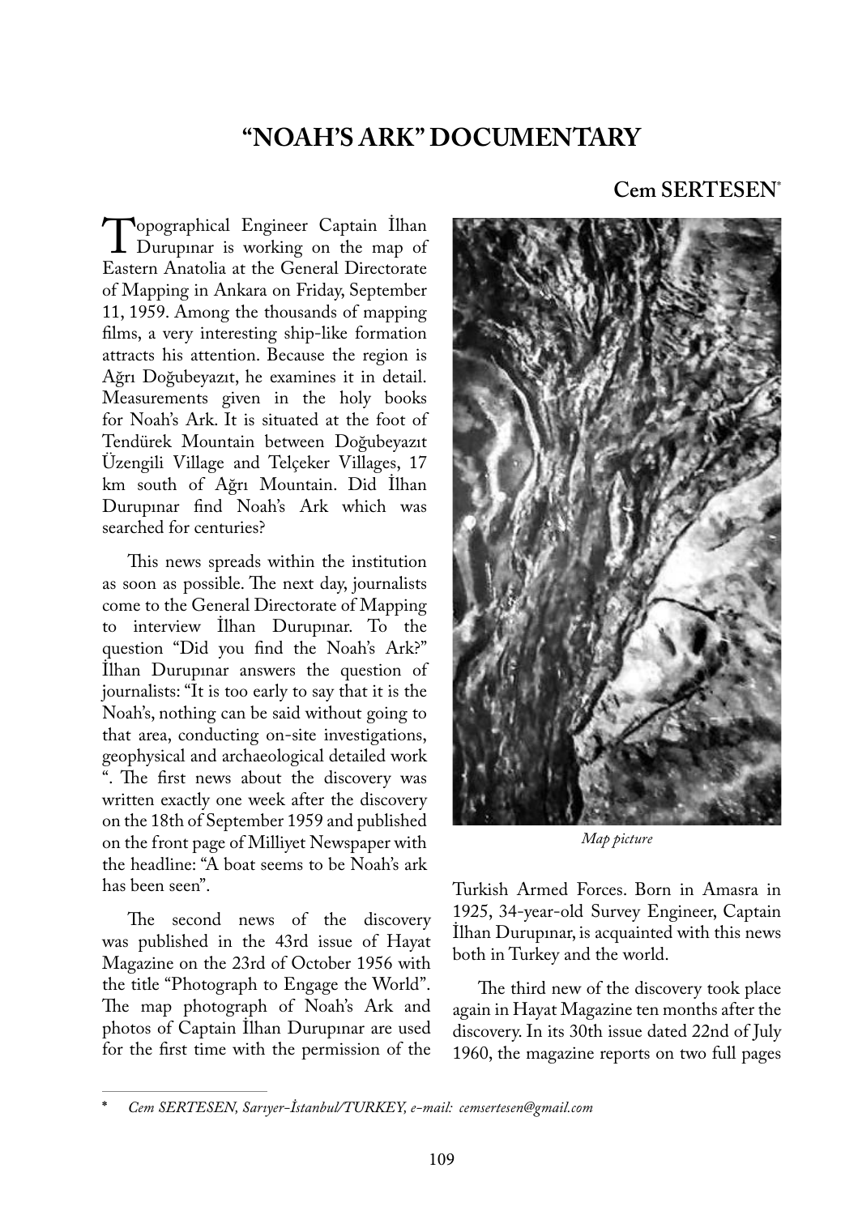# "NOAH'S ARK" DOCUMENTARY

**Cem SERTESEN***

Topographical Engineer Captain İlhan Durupınar is working on the map of Eastern Anatolia at the General Directorate of Mapping in Ankara on Friday, September 11, 1959. Among the thousands of mapping films, a very interesting ship-like formation attracts his attention. Because the region is Ağrı Doğubeyazıt, he examines it in detail. Measurements given in the holy books for Noah's Ark. It is situated at the foot of Tendürek Mountain between Doğubeyazıt Üzengili Village and Telçeker Villages, 17 km south of Ağrı Mountain. Did İlhan Durupınar find Noah's Ark which was searched for centuries?

This news spreads within the institution as soon as possible. The next day, journalists come to the General Directorate of Mapping to interview İlhan Durupınar. To the question "Did you find the Noah's Ark?" İlhan Durupınar answers the question of journalists: "It is too early to say that it is the Noah's, nothing can be said without going to that area, conducting on-site investigations, geophysical and archaeological detailed work ". The first news about the discovery was written exactly one week after the discovery on the 18th of September 1959 and published on the front page of Milliyet Newspaper with the headline: "A boat seems to be Noah's ark has been seen".

The second news of the discovery was published in the 43rd issue of Hayat Magazine on the 23rd of October 1956 with the title "Photograph to Engage the World". The map photograph of Noah's Ark and photos of Captain İlhan Durupınar are used for the first time with the permission of the Turkish Armed Forces. Born in Amasra in 1925, 34-year-old Survey Engineer, Captain İlhan Durupınar, is acquainted with this news both in Turkey and the world.

*Map picture*

The third new of the discovery took place again in Hayat Magazine ten months after the discovery. In its 30th issue dated 22nd of July 1960, the magazine reports on two full pages

---

\* *Cem SERTESEN, Sarıyer-İstanbul/TURKEY, e-mail: cemsertesen@gmail.com*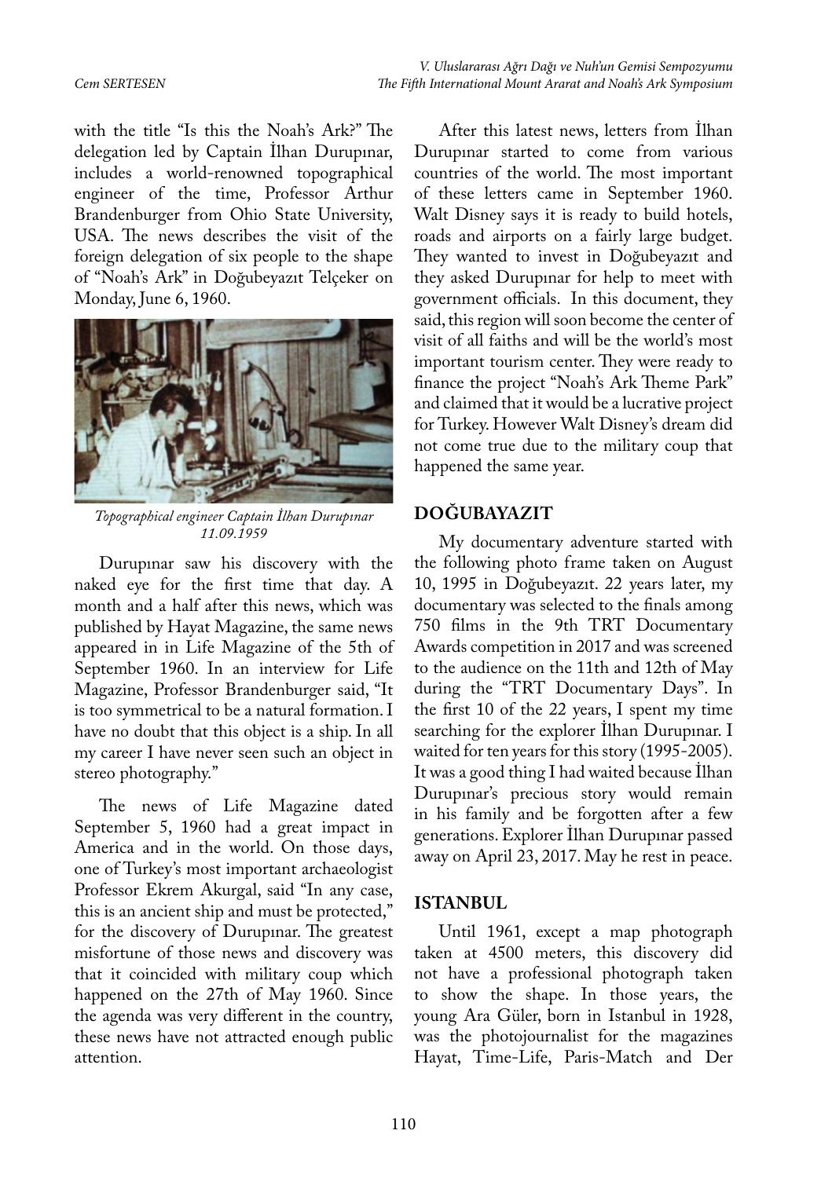with the title "Is this the Noah's Ark?" The delegation led by Captain İlhan Durupınar, includes a world-renowned topographical engineer of the time, Professor Arthur Brandenburger from Ohio State University, USA. The news describes the visit of the foreign delegation of six people to the shape of "Noah's Ark" in Doğubeyazıt Telçeker on Monday, June 6, 1960.

*Topographical engineer Captain İlhan Durupınar 11.09.1959*

Durupınar saw his discovery with the naked eye for the first time that day. A month and a half after this news, which was published by Hayat Magazine, the same news appeared in in Life Magazine of the 5th of September 1960. In an interview for Life Magazine, Professor Brandenburger said, "It is too symmetrical to be a natural formation. I have no doubt that this object is a ship. In all my career I have never seen such an object in stereo photography."

The news of Life Magazine dated September 5, 1960 had a great impact in America and in the world. On those days, one of Turkey's most important archaeologist Professor Ekrem Akurgal, said "In any case, this is an ancient ship and must be protected," for the discovery of Durupınar. The greatest misfortune of those news and discovery was that it coincided with military coup which happened on the 27th of May 1960. Since the agenda was very different in the country, these news have not attracted enough public attention.

After this latest news, letters from İlhan Durupınar started to come from various countries of the world. The most important of these letters came in September 1960. Walt Disney says it is ready to build hotels, roads and airports on a fairly large budget. They wanted to invest in Doğubeyazıt and they asked Durupınar for help to meet with government officials. In this document, they said, this region will soon become the center of visit of all faiths and will be the world's most important tourism center. They were ready to finance the project "Noah's Ark Theme Park" and claimed that it would be a lucrative project for Turkey. However Walt Disney's dream did not come true due to the military coup that happened the same year.

## DOĞUBAYAZIT

My documentary adventure started with the following photo frame taken on August 10, 1995 in Doğubeyazıt. 22 years later, my documentary was selected to the finals among 750 films in the 9th TRT Documentary Awards competition in 2017 and was screened to the audience on the 11th and 12th of May during the "TRT Documentary Days". In the first 10 of the 22 years, I spent my time searching for the explorer İlhan Durupınar. I waited for ten years for this story (1995-2005). It was a good thing I had waited because İlhan Durupınar's precious story would remain in his family and be forgotten after a few generations. Explorer İlhan Durupınar passed away on April 23, 2017. May he rest in peace.

## ISTANBUL

Until 1961, except a map photograph taken at 4500 meters, this discovery did not have a professional photograph taken to show the shape. In those years, the young Ara Güler, born in Istanbul in 1928, was the photojournalist for the magazines Hayat, Time-Life, Paris-Match and Der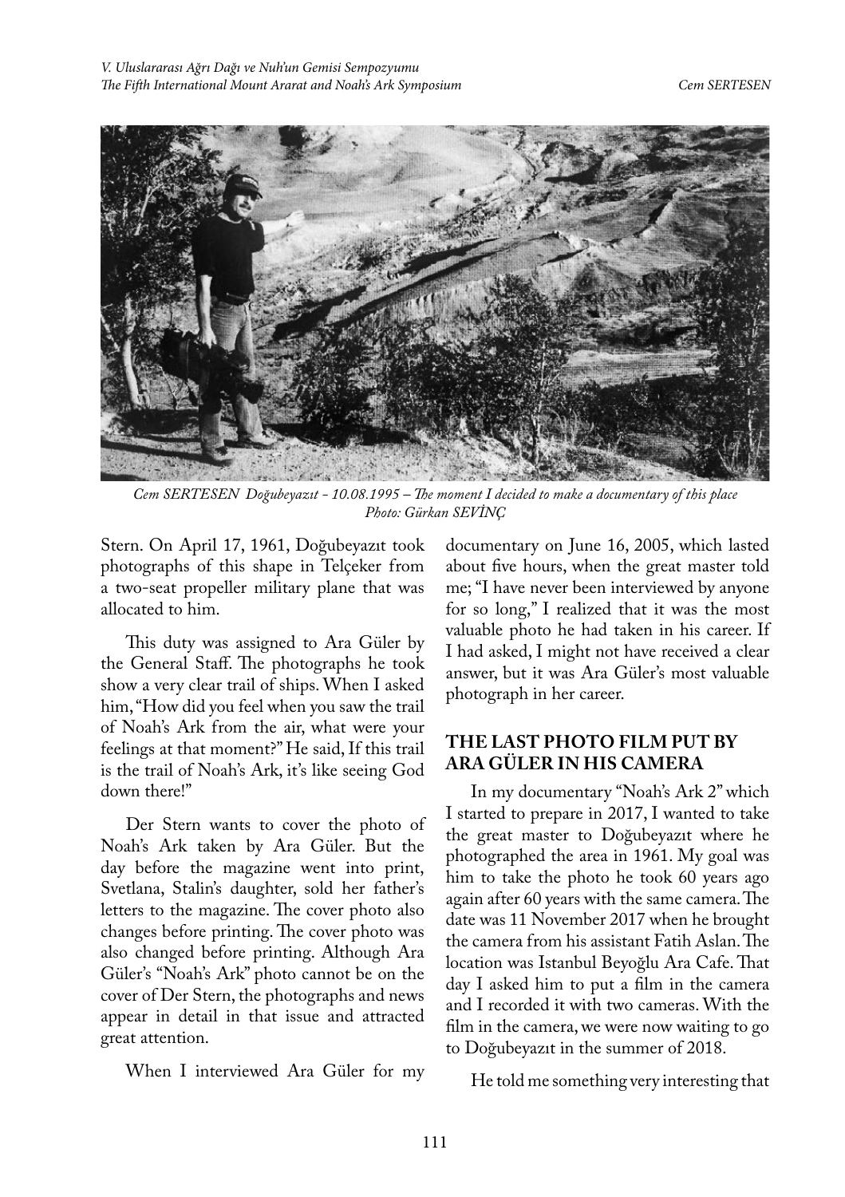*Cem SERTESEN Doğubeyazıt - 10.08.1995 – The moment I decided to make a documentary of this place*
*Photo: Gürkan SEVİNÇ*

Stern. On April 17, 1961, Doğubeyazıt took photographs of this shape in Telçeker from a two-seat propeller military plane that was allocated to him.

This duty was assigned to Ara Güler by the General Staff. The photographs he took show a very clear trail of ships. When I asked him, "How did you feel when you saw the trail of Noah's Ark from the air, what were your feelings at that moment?" He said, If this trail is the trail of Noah's Ark, it's like seeing God down there!"

Der Stern wants to cover the photo of Noah's Ark taken by Ara Güler. But the day before the magazine went into print, Svetlana, Stalin's daughter, sold her father's letters to the magazine. The cover photo also changes before printing. The cover photo was also changed before printing. Although Ara Güler's "Noah's Ark" photo cannot be on the cover of Der Stern, the photographs and news appear in detail in that issue and attracted great attention.

When I interviewed Ara Güler for my documentary on June 16, 2005, which lasted about five hours, when the great master told me; "I have never been interviewed by anyone for so long," I realized that it was the most valuable photo he had taken in his career. If I had asked, I might not have received a clear answer, but it was Ara Güler's most valuable photograph in her career.

## THE LAST PHOTO FILM PUT BY ARA GÜLER IN HIS CAMERA

In my documentary "Noah's Ark 2" which I started to prepare in 2017, I wanted to take the great master to Doğubeyazıt where he photographed the area in 1961. My goal was him to take the photo he took 60 years ago again after 60 years with the same camera. The date was 11 November 2017 when he brought the camera from his assistant Fatih Aslan. The location was Istanbul Beyoğlu Ara Cafe. That day I asked him to put a film in the camera and I recorded it with two cameras. With the film in the camera, we were now waiting to go to Doğubeyazıt in the summer of 2018.

He told me something very interesting that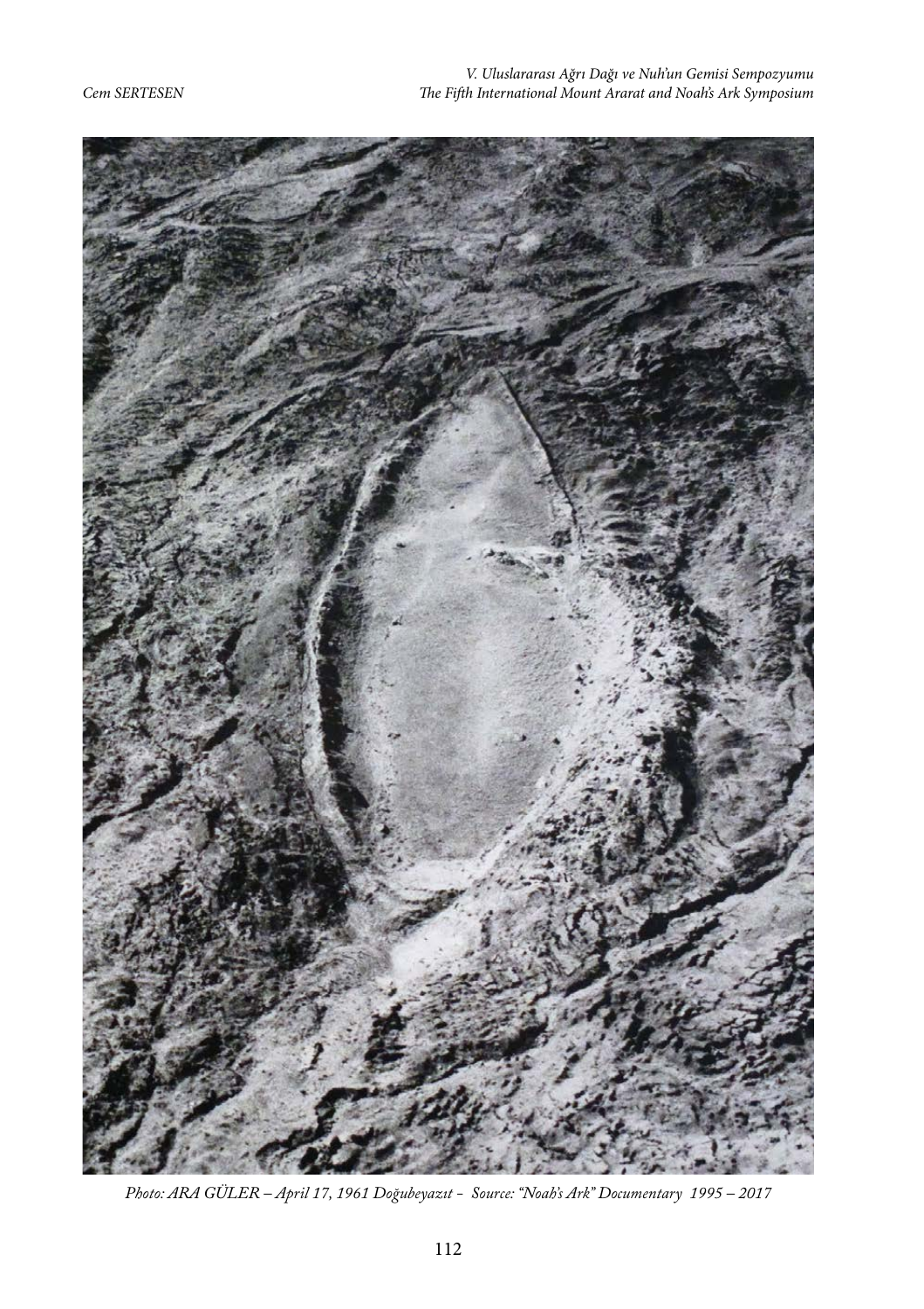*Photo: ARA GÜLER – April 17, 1961 Doğubeyazıt - Source: "Noah's Ark" Documentary 1995 – 2017*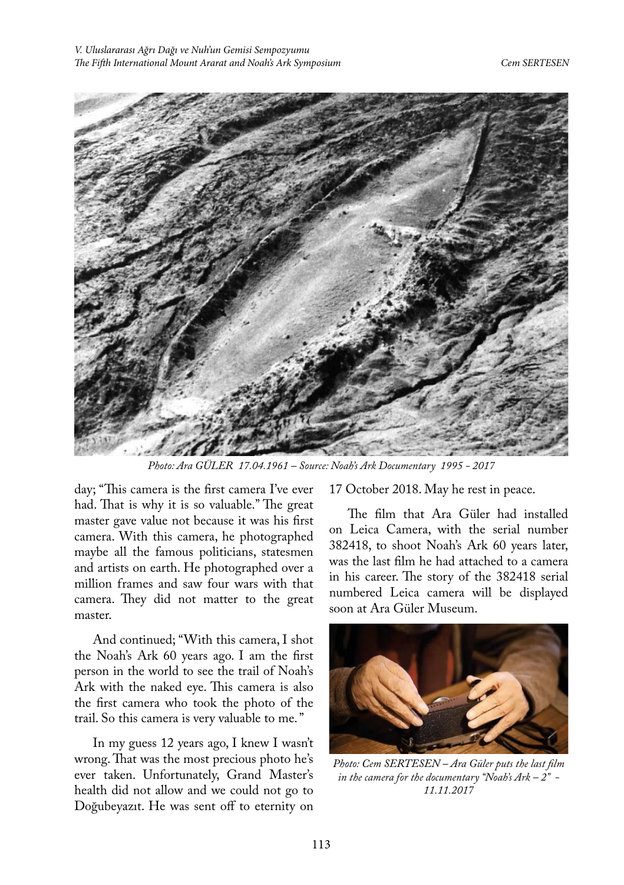Photo: Ara GÜLER 17.04.1961 – Source: Noah's Ark Documentary 1995 - 2017

day; "This camera is the first camera I've ever had. That is why it is so valuable." The great master gave value not because it was his first camera. With this camera, he photographed maybe all the famous politicians, statesmen and artists on earth. He photographed over a million frames and saw four wars with that camera. They did not matter to the great master.

And continued; "With this camera, I shot the Noah's Ark 60 years ago. I am the first person in the world to see the trail of Noah's Ark with the naked eye. This camera is also the first camera who took the photo of the trail. So this camera is very valuable to me."

In my guess 12 years ago, I knew I wasn't wrong. That was the most precious photo he's ever taken. Unfortunately, Grand Master's health did not allow and we could not go to Doğubeyazıt. He was sent off to eternity on 17 October 2018. May he rest in peace.

The film that Ara Güler had installed on Leica Camera, with the serial number 382418, to shoot Noah's Ark 60 years later, was the last film he had attached to a camera in his career. The story of the 382418 serial numbered Leica camera will be displayed soon at Ara Güler Museum.

*Photo: Cem SERTESEN – Ara Güler puts the last film in the camera for the documentary "Noah's Ark – 2" - 11.11.2017*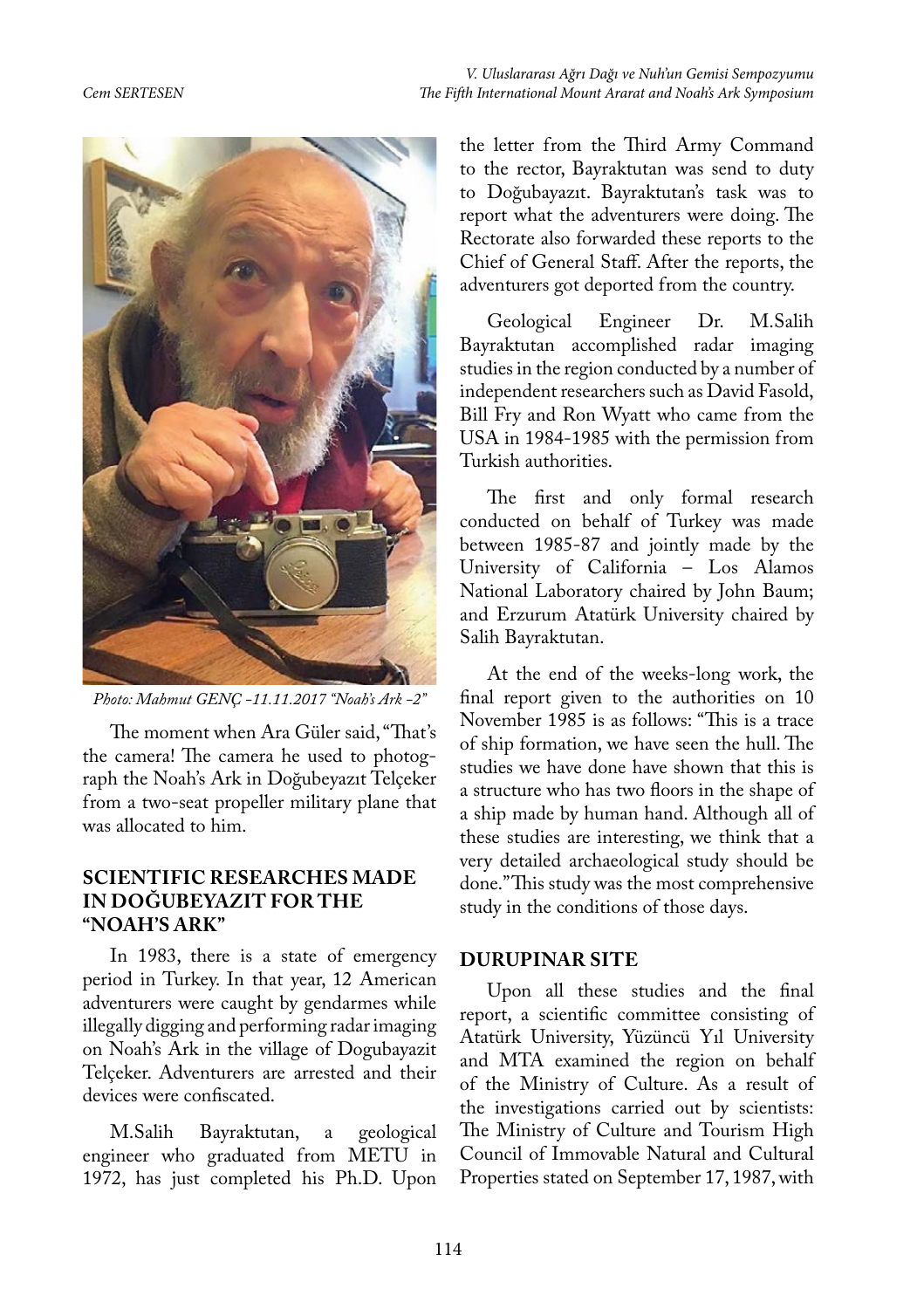*Photo: Mahmut GENÇ -11.11.2017 "Noah's Ark -2"*

The moment when Ara Güler said, "That's the camera! The camera he used to photograph the Noah's Ark in Doğubeyazıt Telçeker from a two-seat propeller military plane that was allocated to him.

## SCIENTIFIC RESEARCHES MADE IN DOĞUBEYAZIT FOR THE "NOAH'S ARK"

In 1983, there is a state of emergency period in Turkey. In that year, 12 American adventurers were caught by gendarmes while illegally digging and performing radar imaging on Noah's Ark in the village of Dogubayazit Telçeker. Adventurers are arrested and their devices were confiscated.

M.Salih Bayraktutan, a geological engineer who graduated from METU in 1972, has just completed his Ph.D. Upon the letter from the Third Army Command to the rector, Bayraktutan was send to duty to Doğubayazıt. Bayraktutan's task was to report what the adventurers were doing. The Rectorate also forwarded these reports to the Chief of General Staff. After the reports, the adventurers got deported from the country.

Geological Engineer Dr. M.Salih Bayraktutan accomplished radar imaging studies in the region conducted by a number of independent researchers such as David Fasold, Bill Fry and Ron Wyatt who came from the USA in 1984-1985 with the permission from Turkish authorities.

The first and only formal research conducted on behalf of Turkey was made between 1985-87 and jointly made by the University of California – Los Alamos National Laboratory chaired by John Baum; and Erzurum Atatürk University chaired by Salih Bayraktutan.

At the end of the weeks-long work, the final report given to the authorities on 10 November 1985 is as follows: "This is a trace of ship formation, we have seen the hull. The studies we have done have shown that this is a structure who has two floors in the shape of a ship made by human hand. Although all of these studies are interesting, we think that a very detailed archaeological study should be done." This study was the most comprehensive study in the conditions of those days.

## DURUPINAR SITE

Upon all these studies and the final report, a scientific committee consisting of Atatürk University, Yüzüncü Yıl University and MTA examined the region on behalf of the Ministry of Culture. As a result of the investigations carried out by scientists: The Ministry of Culture and Tourism High Council of Immovable Natural and Cultural Properties stated on September 17, 1987, with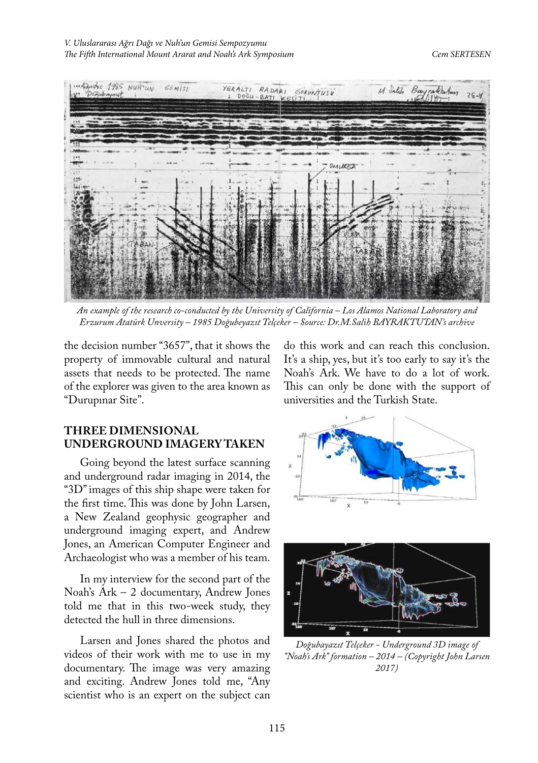*An example of the research co-conducted by the University of California – Los Alamos National Laboratory and Erzurum Atatürk Unversity – 1985 Doğubeyazıt Telçeker – Source: Dr.M.Salih BAYRAKTUTAN's archive*

the decision number "3657", that it shows the property of immovable cultural and natural assets that needs to be protected. The name of the explorer was given to the area known as "Durupınar Site".

## THREE DIMENSIONAL UNDERGROUND IMAGERY TAKEN

Going beyond the latest surface scanning and underground radar imaging in 2014, the "3D" images of this ship shape were taken for the first time. This was done by John Larsen, a New Zealand geophysic geographer and underground imaging expert, and Andrew Jones, an American Computer Engineer and Archaeologist who was a member of his team.

In my interview for the second part of the Noah's Ark – 2 documentary, Andrew Jones told me that in this two-week study, they detected the hull in three dimensions.

Larsen and Jones shared the photos and videos of their work with me to use in my documentary. The image was very amazing and exciting. Andrew Jones told me, "Any scientist who is an expert on the subject can do this work and can reach this conclusion. It's a ship, yes, but it's too early to say it's the Noah's Ark. We have to do a lot of work. This can only be done with the support of universities and the Turkish State.

*Doğubayazıt Telçeker - Underground 3D image of "Noah's Ark" formation – 2014 – (Copyright John Larsen 2017)*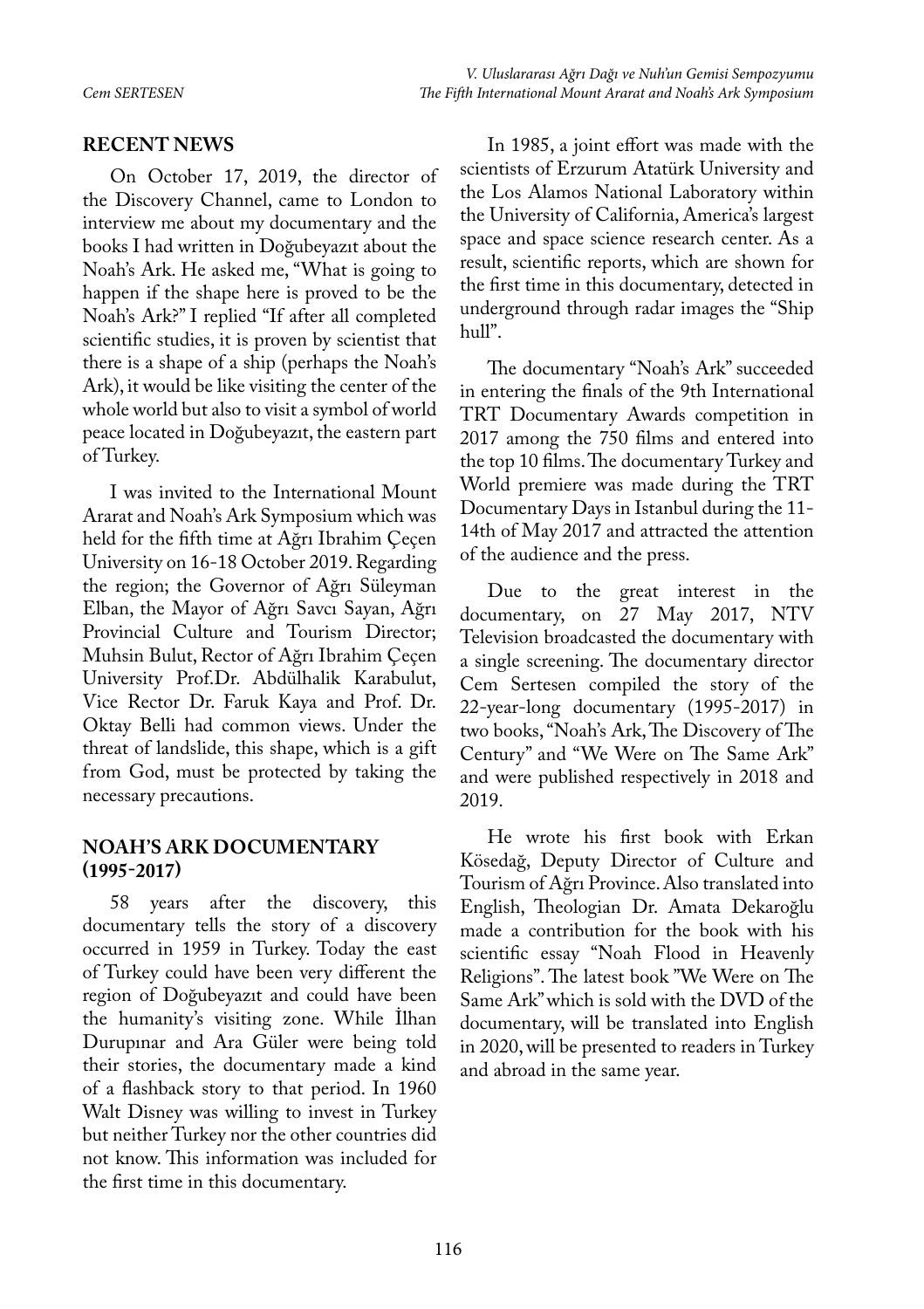## RECENT NEWS

On October 17, 2019, the director of the Discovery Channel, came to London to interview me about my documentary and the books I had written in Doğubeyazıt about the Noah's Ark. He asked me, "What is going to happen if the shape here is proved to be the Noah's Ark?" I replied "If after all completed scientific studies, it is proven by scientist that there is a shape of a ship (perhaps the Noah's Ark), it would be like visiting the center of the whole world but also to visit a symbol of world peace located in Doğubeyazıt, the eastern part of Turkey.

I was invited to the International Mount Ararat and Noah's Ark Symposium which was held for the fifth time at Ağrı Ibrahim Çeçen University on 16-18 October 2019. Regarding the region; the Governor of Ağrı Süleyman Elban, the Mayor of Ağrı Savcı Sayan, Ağrı Provincial Culture and Tourism Director; Muhsin Bulut, Rector of Ağrı Ibrahim Çeçen University Prof.Dr. Abdülhalik Karabulut, Vice Rector Dr. Faruk Kaya and Prof. Dr. Oktay Belli had common views. Under the threat of landslide, this shape, which is a gift from God, must be protected by taking the necessary precautions.

## NOAH'S ARK DOCUMENTARY (1995-2017)

58 years after the discovery, this documentary tells the story of a discovery occurred in 1959 in Turkey. Today the east of Turkey could have been very different the region of Doğubeyazıt and could have been the humanity's visiting zone. While İlhan Durupınar and Ara Güler were being told their stories, the documentary made a kind of a flashback story to that period. In 1960 Walt Disney was willing to invest in Turkey but neither Turkey nor the other countries did not know. This information was included for the first time in this documentary.

In 1985, a joint effort was made with the scientists of Erzurum Atatürk University and the Los Alamos National Laboratory within the University of California, America's largest space and space science research center. As a result, scientific reports, which are shown for the first time in this documentary, detected in underground through radar images the "Ship hull".

The documentary "Noah's Ark" succeeded in entering the finals of the 9th International TRT Documentary Awards competition in 2017 among the 750 films and entered into the top 10 films. The documentary Turkey and World premiere was made during the TRT Documentary Days in Istanbul during the 11-14th of May 2017 and attracted the attention of the audience and the press.

Due to the great interest in the documentary, on 27 May 2017, NTV Television broadcasted the documentary with a single screening. The documentary director Cem Sertesen compiled the story of the 22-year-long documentary (1995-2017) in two books, "Noah's Ark, The Discovery of The Century" and "We Were on The Same Ark" and were published respectively in 2018 and 2019.

He wrote his first book with Erkan Kösedağ, Deputy Director of Culture and Tourism of Ağrı Province. Also translated into English, Theologian Dr. Amata Dekaroğlu made a contribution for the book with his scientific essay "Noah Flood in Heavenly Religions". The latest book "We Were on The Same Ark" which is sold with the DVD of the documentary, will be translated into English in 2020, will be presented to readers in Turkey and abroad in the same year.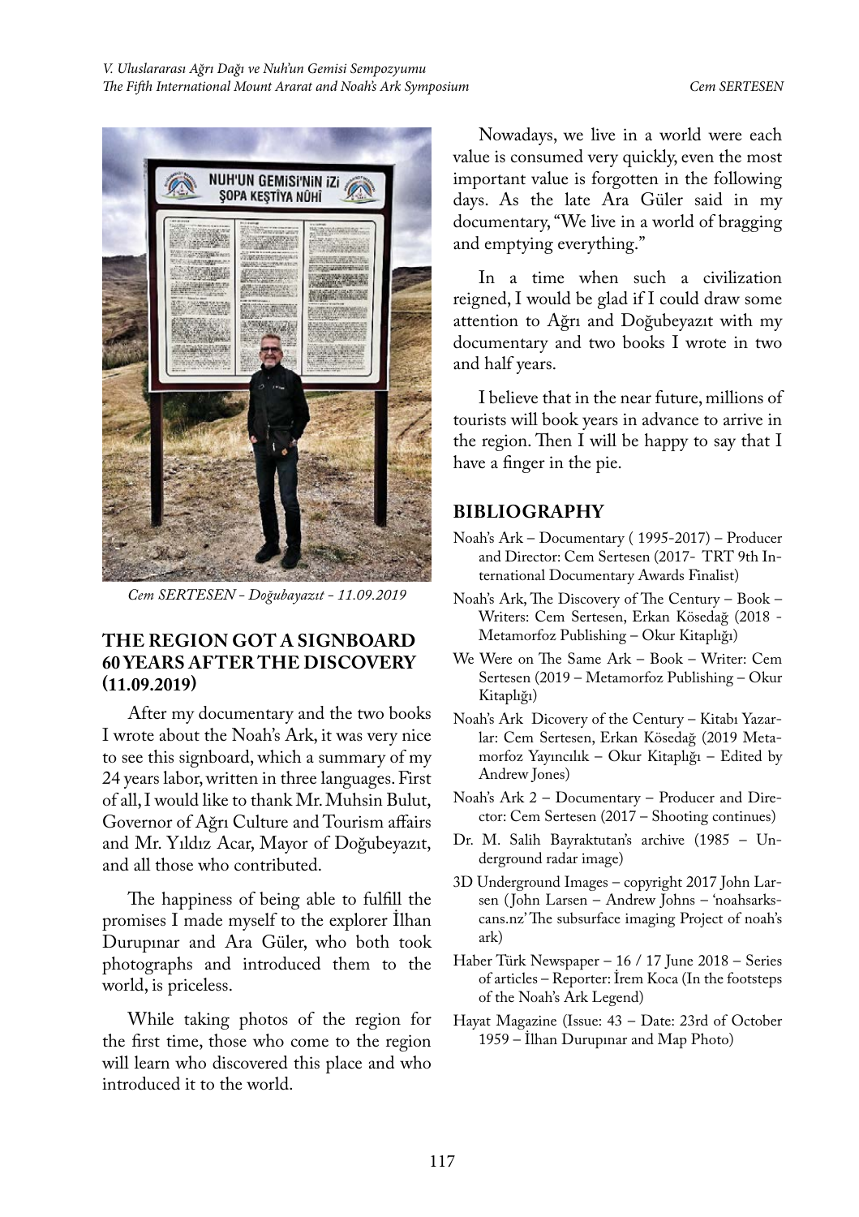Cem SERTESEN - Doğubayazıt - 11.09.2019

## THE REGION GOT A SIGNBOARD 60 YEARS AFTER THE DISCOVERY (11.09.2019)

After my documentary and the two books I wrote about the Noah's Ark, it was very nice to see this signboard, which a summary of my 24 years labor, written in three languages. First of all, I would like to thank Mr. Muhsin Bulut, Governor of Ağrı Culture and Tourism affairs and Mr. Yıldız Acar, Mayor of Doğubeyazıt, and all those who contributed.

The happiness of being able to fulfill the promises I made myself to the explorer İlhan Durupınar and Ara Güler, who both took photographs and introduced them to the world, is priceless.

While taking photos of the region for the first time, those who come to the region will learn who discovered this place and who introduced it to the world.

Nowadays, we live in a world were each value is consumed very quickly, even the most important value is forgotten in the following days. As the late Ara Güler said in my documentary, "We live in a world of bragging and emptying everything."

In a time when such a civilization reigned, I would be glad if I could draw some attention to Ağrı and Doğubeyazıt with my documentary and two books I wrote in two and half years.

I believe that in the near future, millions of tourists will book years in advance to arrive in the region. Then I will be happy to say that I have a finger in the pie.

## BIBLIOGRAPHY

Noah's Ark – Documentary ( 1995-2017) – Producer and Director: Cem Sertesen (2017- TRT 9th International Documentary Awards Finalist)

Noah's Ark, The Discovery of The Century – Book – Writers: Cem Sertesen, Erkan Kösedağ (2018 - Metamorfoz Publishing – Okur Kitaplığı)

We Were on The Same Ark – Book – Writer: Cem Sertesen (2019 – Metamorfoz Publishing – Okur Kitaplığı)

Noah's Ark Dicovery of the Century – Kitabı Yazarlar: Cem Sertesen, Erkan Kösedağ (2019 Metamorfoz Yayıncılık – Okur Kitaplığı – Edited by Andrew Jones)

Noah's Ark 2 – Documentary – Producer and Director: Cem Sertesen (2017 – Shooting continues)

Dr. M. Salih Bayraktutan's archive (1985 – Underground radar image)

3D Underground Images – copyright 2017 John Larsen (John Larsen – Andrew Johns – 'noahsarkscans.nz' The subsurface imaging Project of noah's ark)

Haber Türk Newspaper – 16 / 17 June 2018 – Series of articles – Reporter: İrem Koca (In the footsteps of the Noah's Ark Legend)

Hayat Magazine (Issue: 43 – Date: 23rd of October 1959 – İlhan Durupınar and Map Photo)